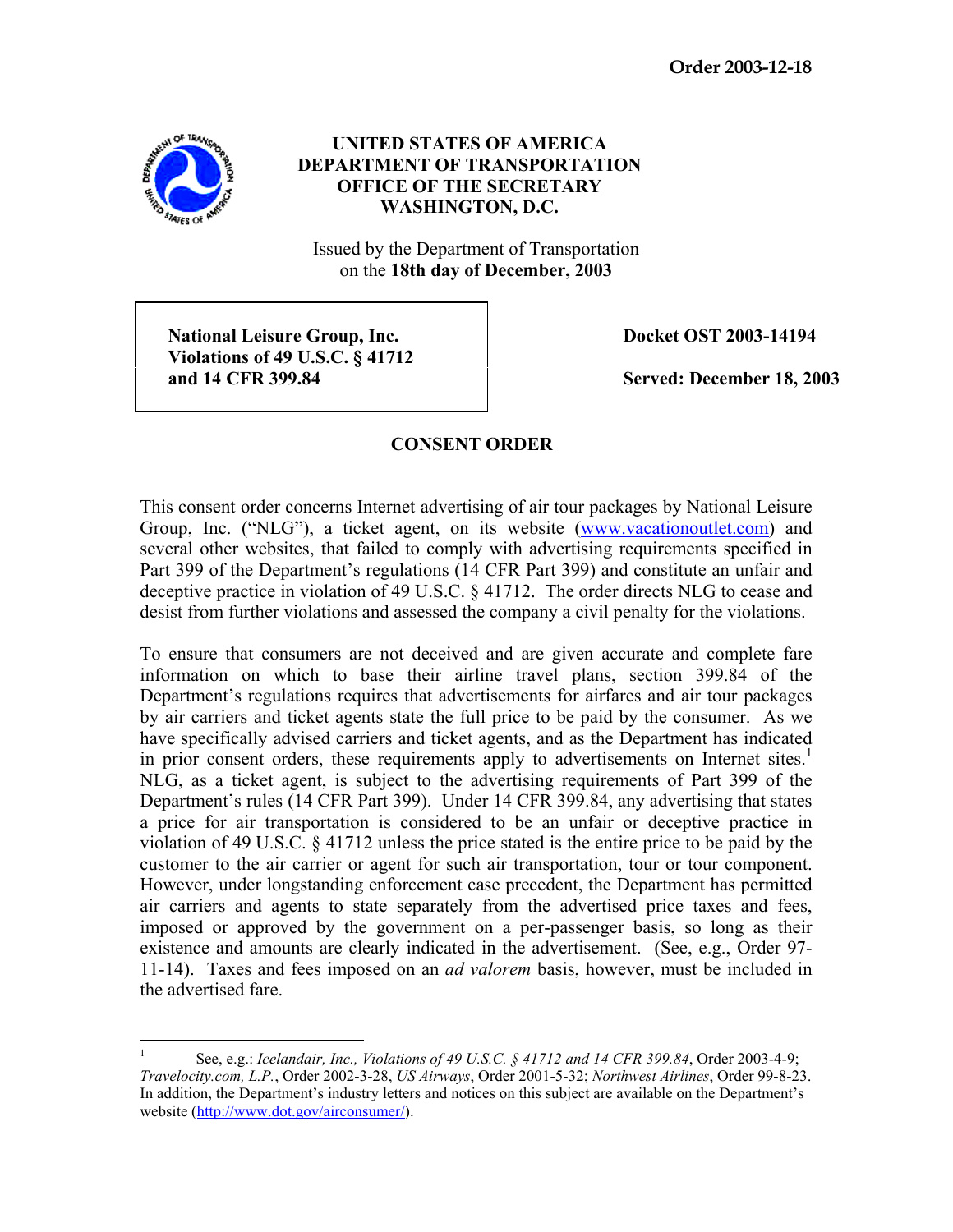**Order 2003-12-18**

**UNITED STATES OF AMERICA**
**DEPARTMENT OF TRANSPORTATION**
**OFFICE OF THE SECRETARY**
**WASHINGTON, D.C.**

Issued by the Department of Transportation
on the **18th day of December, 2003**

| **National Leisure Group, Inc.** **Violations of 49 U.S.C. § 41712** **and 14 CFR 399.84** | **Docket OST 2003-14194** **Served: December 18, 2003** |
|---|---|

## CONSENT ORDER

This consent order concerns Internet advertising of air tour packages by National Leisure Group, Inc. ("NLG"), a ticket agent, on its website (www.vacationoutlet.com) and several other websites, that failed to comply with advertising requirements specified in Part 399 of the Department's regulations (14 CFR Part 399) and constitute an unfair and deceptive practice in violation of 49 U.S.C. § 41712. The order directs NLG to cease and desist from further violations and assessed the company a civil penalty for the violations.

To ensure that consumers are not deceived and are given accurate and complete fare information on which to base their airline travel plans, section 399.84 of the Department's regulations requires that advertisements for airfares and air tour packages by air carriers and ticket agents state the full price to be paid by the consumer. As we have specifically advised carriers and ticket agents, and as the Department has indicated in prior consent orders, these requirements apply to advertisements on Internet sites.[1] NLG, as a ticket agent, is subject to the advertising requirements of Part 399 of the Department's rules (14 CFR Part 399). Under 14 CFR 399.84, any advertising that states a price for air transportation is considered to be an unfair or deceptive practice in violation of 49 U.S.C. § 41712 unless the price stated is the entire price to be paid by the customer to the air carrier or agent for such air transportation, tour or tour component. However, under longstanding enforcement case precedent, the Department has permitted air carriers and agents to state separately from the advertised price taxes and fees, imposed or approved by the government on a per-passenger basis, so long as their existence and amounts are clearly indicated in the advertisement. (See, e.g., Order 97-11-14). Taxes and fees imposed on an *ad valorem* basis, however, must be included in the advertised fare.

---

[1] See, e.g.: *Icelandair, Inc., Violations of 49 U.S.C. § 41712 and 14 CFR 399.84*, Order 2003-4-9; *Travelocity.com, L.P.*, Order 2002-3-28, *US Airways*, Order 2001-5-32; *Northwest Airlines*, Order 99-8-23. In addition, the Department's industry letters and notices on this subject are available on the Department's website (http://www.dot.gov/airconsumer/).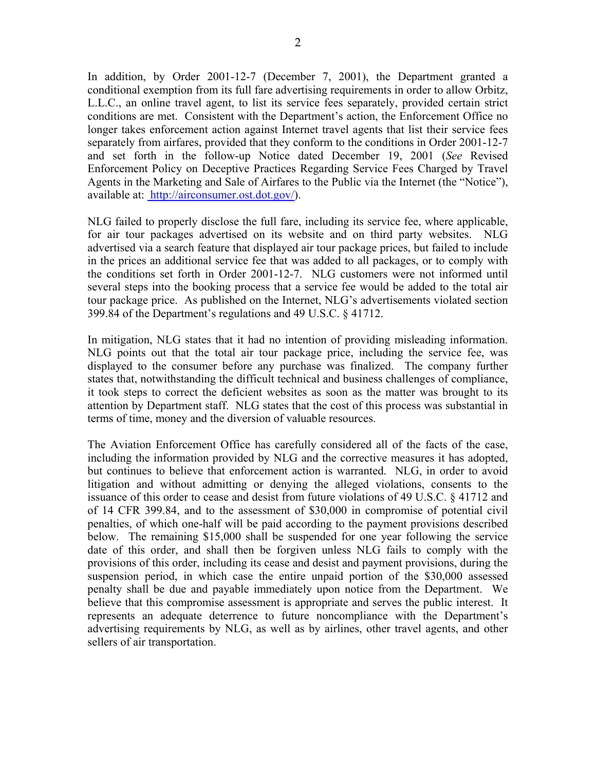In addition, by Order 2001-12-7 (December 7, 2001), the Department granted a conditional exemption from its full fare advertising requirements in order to allow Orbitz, L.L.C., an online travel agent, to list its service fees separately, provided certain strict conditions are met. Consistent with the Department's action, the Enforcement Office no longer takes enforcement action against Internet travel agents that list their service fees separately from airfares, provided that they conform to the conditions in Order 2001-12-7 and set forth in the follow-up Notice dated December 19, 2001 (*See* Revised Enforcement Policy on Deceptive Practices Regarding Service Fees Charged by Travel Agents in the Marketing and Sale of Airfares to the Public via the Internet (the "Notice"), available at: http://airconsumer.ost.dot.gov/).

NLG failed to properly disclose the full fare, including its service fee, where applicable, for air tour packages advertised on its website and on third party websites. NLG advertised via a search feature that displayed air tour package prices, but failed to include in the prices an additional service fee that was added to all packages, or to comply with the conditions set forth in Order 2001-12-7. NLG customers were not informed until several steps into the booking process that a service fee would be added to the total air tour package price. As published on the Internet, NLG's advertisements violated section 399.84 of the Department's regulations and 49 U.S.C. § 41712.

In mitigation, NLG states that it had no intention of providing misleading information. NLG points out that the total air tour package price, including the service fee, was displayed to the consumer before any purchase was finalized. The company further states that, notwithstanding the difficult technical and business challenges of compliance, it took steps to correct the deficient websites as soon as the matter was brought to its attention by Department staff. NLG states that the cost of this process was substantial in terms of time, money and the diversion of valuable resources.

The Aviation Enforcement Office has carefully considered all of the facts of the case, including the information provided by NLG and the corrective measures it has adopted, but continues to believe that enforcement action is warranted. NLG, in order to avoid litigation and without admitting or denying the alleged violations, consents to the issuance of this order to cease and desist from future violations of 49 U.S.C. § 41712 and of 14 CFR 399.84, and to the assessment of $30,000 in compromise of potential civil penalties, of which one-half will be paid according to the payment provisions described below. The remaining $15,000 shall be suspended for one year following the service date of this order, and shall then be forgiven unless NLG fails to comply with the provisions of this order, including its cease and desist and payment provisions, during the suspension period, in which case the entire unpaid portion of the $30,000 assessed penalty shall be due and payable immediately upon notice from the Department. We believe that this compromise assessment is appropriate and serves the public interest. It represents an adequate deterrence to future noncompliance with the Department's advertising requirements by NLG, as well as by airlines, other travel agents, and other sellers of air transportation.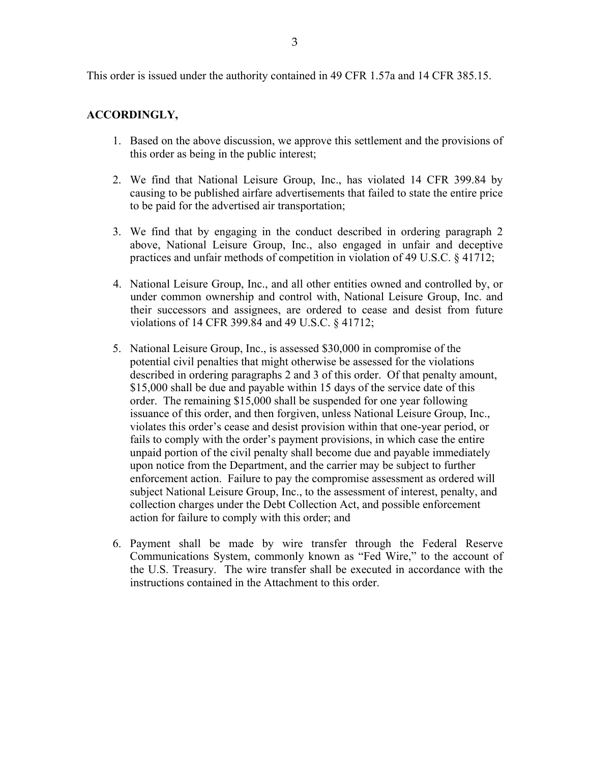This order is issued under the authority contained in 49 CFR 1.57a and 14 CFR 385.15.

**ACCORDINGLY,**

1. Based on the above discussion, we approve this settlement and the provisions of this order as being in the public interest;

2. We find that National Leisure Group, Inc., has violated 14 CFR 399.84 by causing to be published airfare advertisements that failed to state the entire price to be paid for the advertised air transportation;

3. We find that by engaging in the conduct described in ordering paragraph 2 above, National Leisure Group, Inc., also engaged in unfair and deceptive practices and unfair methods of competition in violation of 49 U.S.C. § 41712;

4. National Leisure Group, Inc., and all other entities owned and controlled by, or under common ownership and control with, National Leisure Group, Inc. and their successors and assignees, are ordered to cease and desist from future violations of 14 CFR 399.84 and 49 U.S.C. § 41712;

5. National Leisure Group, Inc., is assessed $30,000 in compromise of the potential civil penalties that might otherwise be assessed for the violations described in ordering paragraphs 2 and 3 of this order. Of that penalty amount, $15,000 shall be due and payable within 15 days of the service date of this order. The remaining $15,000 shall be suspended for one year following issuance of this order, and then forgiven, unless National Leisure Group, Inc., violates this order's cease and desist provision within that one-year period, or fails to comply with the order's payment provisions, in which case the entire unpaid portion of the civil penalty shall become due and payable immediately upon notice from the Department, and the carrier may be subject to further enforcement action. Failure to pay the compromise assessment as ordered will subject National Leisure Group, Inc., to the assessment of interest, penalty, and collection charges under the Debt Collection Act, and possible enforcement action for failure to comply with this order; and

6. Payment shall be made by wire transfer through the Federal Reserve Communications System, commonly known as "Fed Wire," to the account of the U.S. Treasury. The wire transfer shall be executed in accordance with the instructions contained in the Attachment to this order.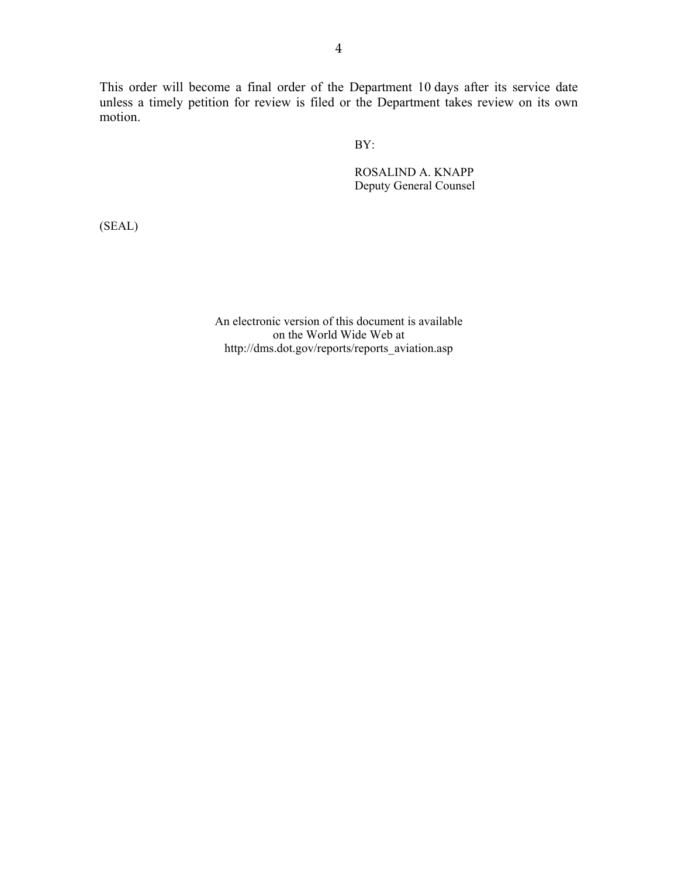This order will become a final order of the Department 10 days after its service date unless a timely petition for review is filed or the Department takes review on its own motion.

BY:

ROSALIND A. KNAPP
Deputy General Counsel

(SEAL)

An electronic version of this document is available
on the World Wide Web at
http://dms.dot.gov/reports/reports_aviation.asp